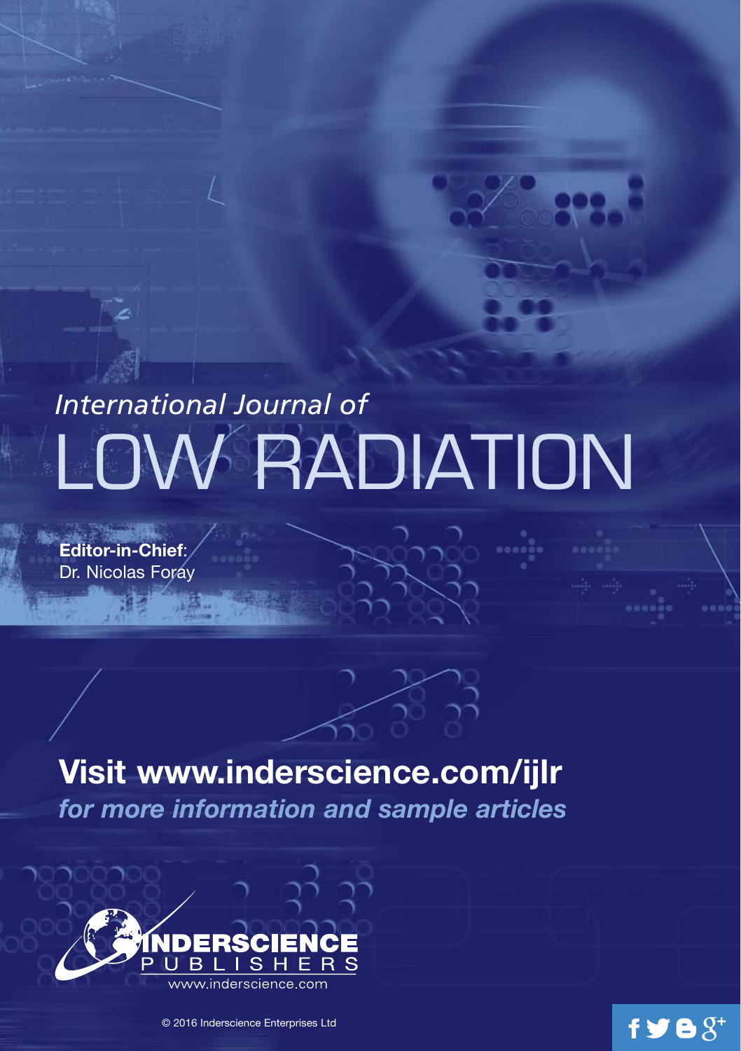*International Journal of*

# LOW RADIATION

**Editor-in-Chief**:
Dr. Nicolas Foray

## Visit www.inderscience.com/ijlr

***for more information and sample articles***

INDERSCIENCE PUBLISHERS
www.inderscience.com

© 2016 Inderscience Enterprises Ltd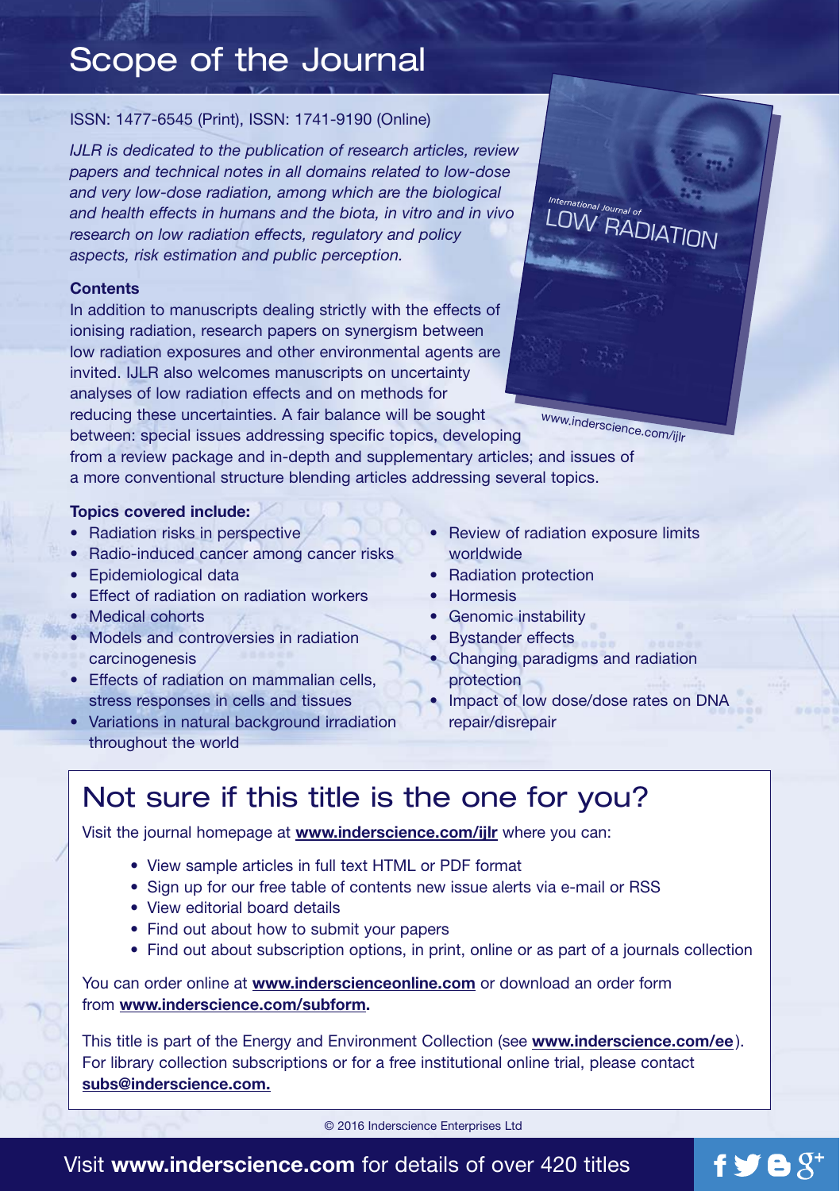# Scope of the Journal

ISSN: 1477-6545 (Print), ISSN: 1741-9190 (Online)

*IJLR is dedicated to the publication of research articles, review papers and technical notes in all domains related to low-dose and very low-dose radiation, among which are the biological and health effects in humans and the biota, in vitro and in vivo research on low radiation effects, regulatory and policy aspects, risk estimation and public perception.*

International Journal of LOW RADIATION

www.inderscience.com/ijlr

**Contents**

In addition to manuscripts dealing strictly with the effects of ionising radiation, research papers on synergism between low radiation exposures and other environmental agents are invited. IJLR also welcomes manuscripts on uncertainty analyses of low radiation effects and on methods for reducing these uncertainties. A fair balance will be sought between: special issues addressing specific topics, developing from a review package and in-depth and supplementary articles; and issues of a more conventional structure blending articles addressing several topics.

**Topics covered include:**

- Radiation risks in perspective
- Radio-induced cancer among cancer risks
- Epidemiological data
- Effect of radiation on radiation workers
- Medical cohorts
- Models and controversies in radiation carcinogenesis
- Effects of radiation on mammalian cells, stress responses in cells and tissues
- Variations in natural background irradiation throughout the world
- Review of radiation exposure limits worldwide
- Radiation protection
- Hormesis
- Genomic instability
- Bystander effects
- Changing paradigms and radiation protection
- Impact of low dose/dose rates on DNA repair/disrepair

## Not sure if this title is the one for you?

Visit the journal homepage at **www.inderscience.com/ijlr** where you can:

- View sample articles in full text HTML or PDF format
- Sign up for our free table of contents new issue alerts via e-mail or RSS
- View editorial board details
- Find out about how to submit your papers
- Find out about subscription options, in print, online or as part of a journals collection

You can order online at **www.inderscienceonline.com** or download an order form from **www.inderscience.com/subform.**

This title is part of the Energy and Environment Collection (see **www.inderscience.com/ee**). For library collection subscriptions or for a free institutional online trial, please contact **subs@inderscience.com.**

© 2016 Inderscience Enterprises Ltd

Visit **www.inderscience.com** for details of over 420 titles